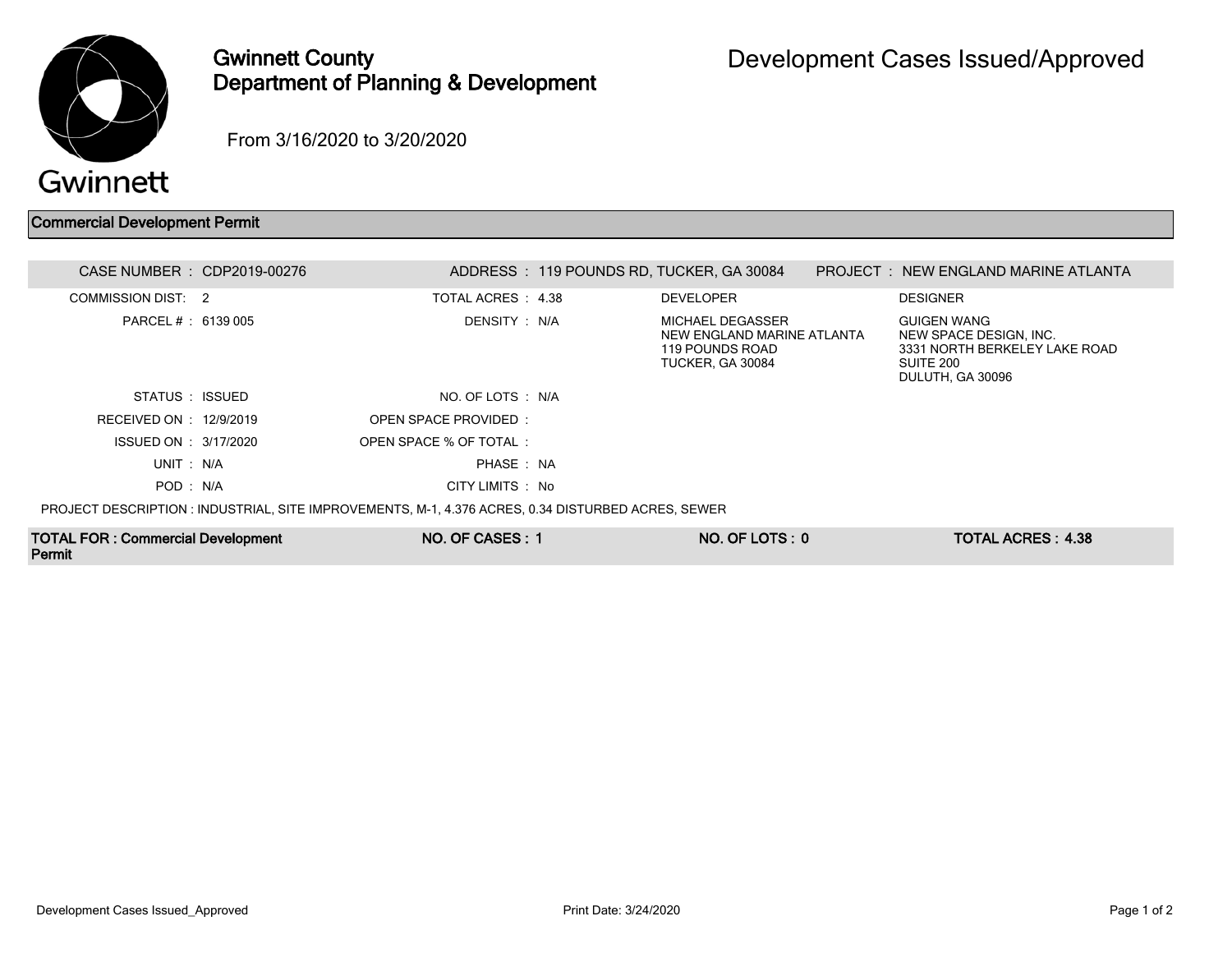# Gwinnett County Department of Planning & Development

## Development Cases Issued/Approved

From 3/16/2020 to 3/20/2020

### Commercial Development Permit

CASE NUMBER : CDP2019-00276
ADDRESS : 119 POUNDS RD, TUCKER, GA 30084
PROJECT : NEW ENGLAND MARINE ATLANTA

| | | | | | |
|---|---|---|---|---|---|
| COMMISSION DIST: | 2 | TOTAL ACRES : | 4.38 | DEVELOPER | DESIGNER |
| PARCEL # : | 6139 005 | DENSITY : | N/A | MICHAEL DEGASSER<br>NEW ENGLAND MARINE ATLANTA<br>119 POUNDS ROAD<br>TUCKER, GA 30084 | GUIGEN WANG<br>NEW SPACE DESIGN, INC.<br>3331 NORTH BERKELEY LAKE ROAD<br>SUITE 200<br>DULUTH, GA 30096 |
| STATUS : | ISSUED | NO. OF LOTS : | N/A | | |
| RECEIVED ON : | 12/9/2019 | OPEN SPACE PROVIDED : | | | |
| ISSUED ON : | 3/17/2020 | OPEN SPACE % OF TOTAL : | | | |
| UNIT : | N/A | PHASE : | NA | | |
| POD : | N/A | CITY LIMITS : | No | | |

PROJECT DESCRIPTION : INDUSTRIAL, SITE IMPROVEMENTS, M-1, 4.376 ACRES, 0.34 DISTURBED ACRES, SEWER

| TOTAL FOR : Commercial Development Permit | NO. OF CASES : 1 | NO. OF LOTS : 0 | TOTAL ACRES : 4.38 |
|---|---|---|---|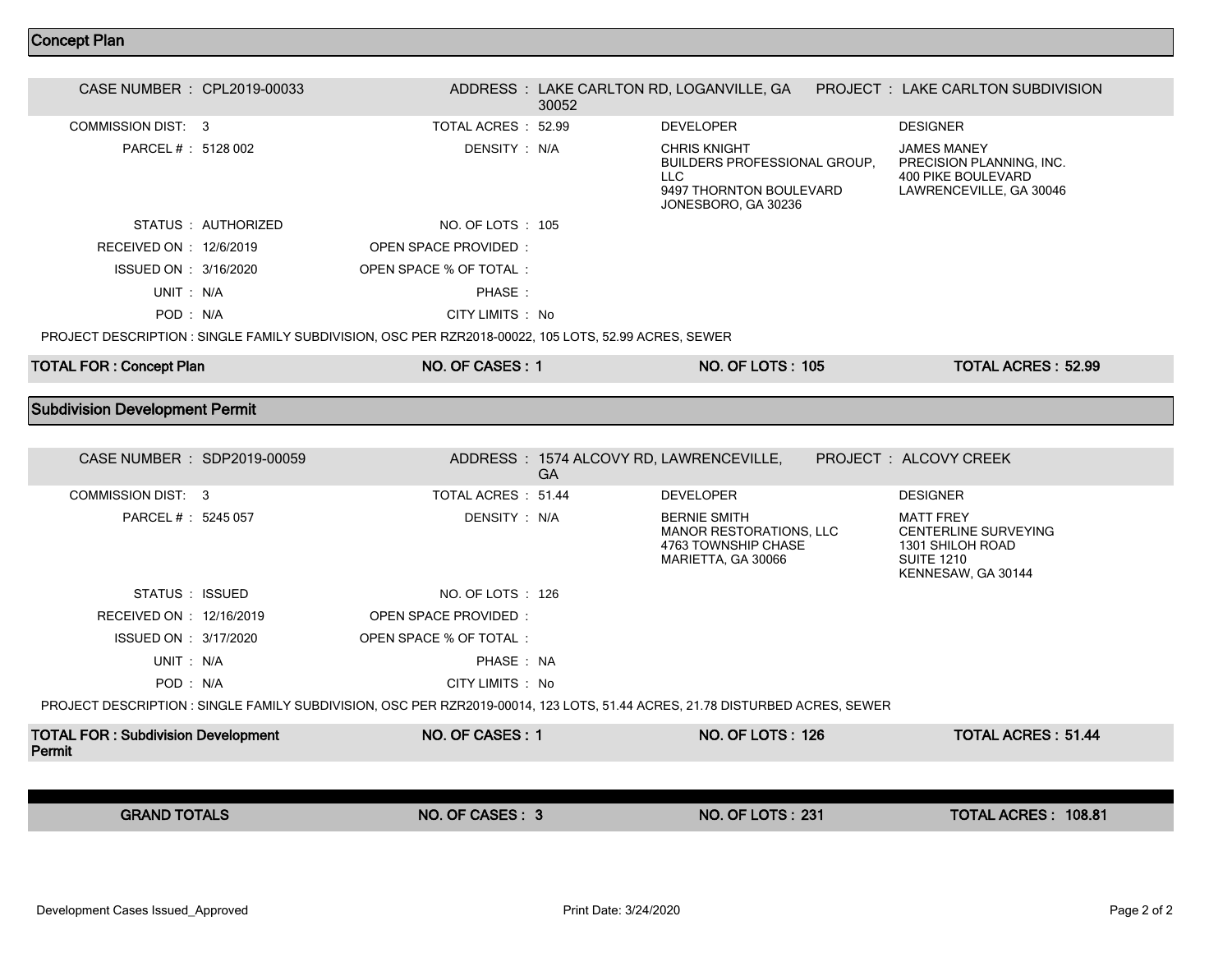## Concept Plan

| | | | |
|---|---|---|---|
| CASE NUMBER : CPL2019-00033 | ADDRESS : LAKE CARLTON RD, LOGANVILLE, GA 30052 | | PROJECT : LAKE CARLTON SUBDIVISION |
| COMMISSION DIST: 3 | TOTAL ACRES : 52.99 | DEVELOPER | DESIGNER |
| PARCEL # : 5128 002 | DENSITY : N/A | CHRIS KNIGHT<br>BUILDERS PROFESSIONAL GROUP, LLC<br>9497 THORNTON BOULEVARD<br>JONESBORO, GA 30236 | JAMES MANEY<br>PRECISION PLANNING, INC.<br>400 PIKE BOULEVARD<br>LAWRENCEVILLE, GA 30046 |
| STATUS : AUTHORIZED | NO. OF LOTS : 105 | | |
| RECEIVED ON : 12/6/2019 | OPEN SPACE PROVIDED : | | |
| ISSUED ON : 3/16/2020 | OPEN SPACE % OF TOTAL : | | |
| UNIT : N/A | PHASE : | | |
| POD : N/A | CITY LIMITS : No | | |

PROJECT DESCRIPTION : SINGLE FAMILY SUBDIVISION, OSC PER RZR2018-00022, 105 LOTS, 52.99 ACRES, SEWER

| TOTAL FOR : Concept Plan | NO. OF CASES : 1 | NO. OF LOTS : 105 | TOTAL ACRES : 52.99 |
|---|---|---|---|

## Subdivision Development Permit

| | | | |
|---|---|---|---|
| CASE NUMBER : SDP2019-00059 | ADDRESS : 1574 ALCOVY RD, LAWRENCEVILLE, GA | | PROJECT : ALCOVY CREEK |
| COMMISSION DIST: 3 | TOTAL ACRES : 51.44 | DEVELOPER | DESIGNER |
| PARCEL # : 5245 057 | DENSITY : N/A | BERNIE SMITH<br>MANOR RESTORATIONS, LLC<br>4763 TOWNSHIP CHASE<br>MARIETTA, GA 30066 | MATT FREY<br>CENTERLINE SURVEYING<br>1301 SHILOH ROAD<br>SUITE 1210<br>KENNESAW, GA 30144 |
| STATUS : ISSUED | NO. OF LOTS : 126 | | |
| RECEIVED ON : 12/16/2019 | OPEN SPACE PROVIDED : | | |
| ISSUED ON : 3/17/2020 | OPEN SPACE % OF TOTAL : | | |
| UNIT : N/A | PHASE : NA | | |
| POD : N/A | CITY LIMITS : No | | |

PROJECT DESCRIPTION : SINGLE FAMILY SUBDIVISION, OSC PER RZR2019-00014, 123 LOTS, 51.44 ACRES, 21.78 DISTURBED ACRES, SEWER

| TOTAL FOR : Subdivision Development Permit | NO. OF CASES : 1 | NO. OF LOTS : 126 | TOTAL ACRES : 51.44 |
|---|---|---|---|

| GRAND TOTALS | NO. OF CASES : 3 | NO. OF LOTS : 231 | TOTAL ACRES : 108.81 |
|---|---|---|---|

Development Cases Issued_Approved

Print Date: 3/24/2020